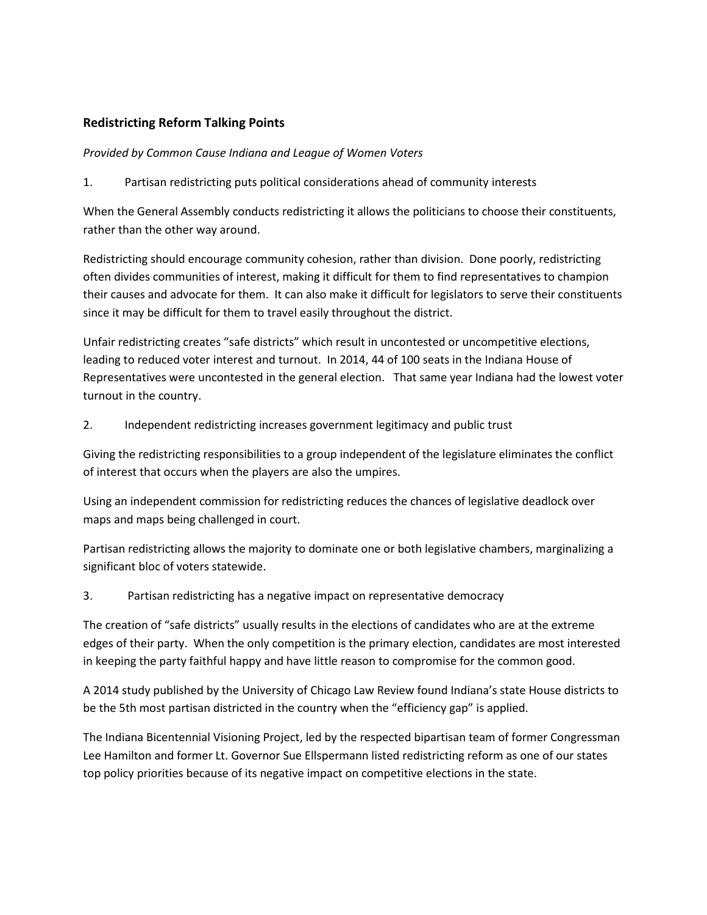### Redistricting Reform Talking Points

*Provided by Common Cause Indiana and League of Women Voters*

1. Partisan redistricting puts political considerations ahead of community interests

When the General Assembly conducts redistricting it allows the politicians to choose their constituents, rather than the other way around.

Redistricting should encourage community cohesion, rather than division. Done poorly, redistricting often divides communities of interest, making it difficult for them to find representatives to champion their causes and advocate for them. It can also make it difficult for legislators to serve their constituents since it may be difficult for them to travel easily throughout the district.

Unfair redistricting creates "safe districts" which result in uncontested or uncompetitive elections, leading to reduced voter interest and turnout. In 2014, 44 of 100 seats in the Indiana House of Representatives were uncontested in the general election. That same year Indiana had the lowest voter turnout in the country.

2. Independent redistricting increases government legitimacy and public trust

Giving the redistricting responsibilities to a group independent of the legislature eliminates the conflict of interest that occurs when the players are also the umpires.

Using an independent commission for redistricting reduces the chances of legislative deadlock over maps and maps being challenged in court.

Partisan redistricting allows the majority to dominate one or both legislative chambers, marginalizing a significant bloc of voters statewide.

3. Partisan redistricting has a negative impact on representative democracy

The creation of "safe districts" usually results in the elections of candidates who are at the extreme edges of their party. When the only competition is the primary election, candidates are most interested in keeping the party faithful happy and have little reason to compromise for the common good.

A 2014 study published by the University of Chicago Law Review found Indiana's state House districts to be the 5th most partisan districted in the country when the "efficiency gap" is applied.

The Indiana Bicentennial Visioning Project, led by the respected bipartisan team of former Congressman Lee Hamilton and former Lt. Governor Sue Ellspermann listed redistricting reform as one of our states top policy priorities because of its negative impact on competitive elections in the state.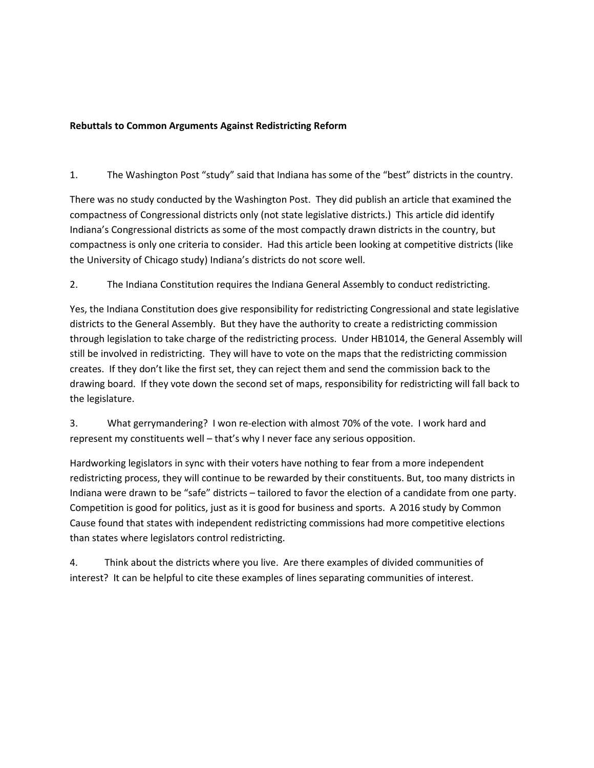**Rebuttals to Common Arguments Against Redistricting Reform**

1. The Washington Post "study" said that Indiana has some of the "best" districts in the country.

There was no study conducted by the Washington Post. They did publish an article that examined the compactness of Congressional districts only (not state legislative districts.) This article did identify Indiana's Congressional districts as some of the most compactly drawn districts in the country, but compactness is only one criteria to consider. Had this article been looking at competitive districts (like the University of Chicago study) Indiana's districts do not score well.

2. The Indiana Constitution requires the Indiana General Assembly to conduct redistricting.

Yes, the Indiana Constitution does give responsibility for redistricting Congressional and state legislative districts to the General Assembly. But they have the authority to create a redistricting commission through legislation to take charge of the redistricting process. Under HB1014, the General Assembly will still be involved in redistricting. They will have to vote on the maps that the redistricting commission creates. If they don't like the first set, they can reject them and send the commission back to the drawing board. If they vote down the second set of maps, responsibility for redistricting will fall back to the legislature.

3. What gerrymandering? I won re-election with almost 70% of the vote. I work hard and represent my constituents well – that's why I never face any serious opposition.

Hardworking legislators in sync with their voters have nothing to fear from a more independent redistricting process, they will continue to be rewarded by their constituents. But, too many districts in Indiana were drawn to be "safe" districts – tailored to favor the election of a candidate from one party. Competition is good for politics, just as it is good for business and sports. A 2016 study by Common Cause found that states with independent redistricting commissions had more competitive elections than states where legislators control redistricting.

4. Think about the districts where you live. Are there examples of divided communities of interest? It can be helpful to cite these examples of lines separating communities of interest.